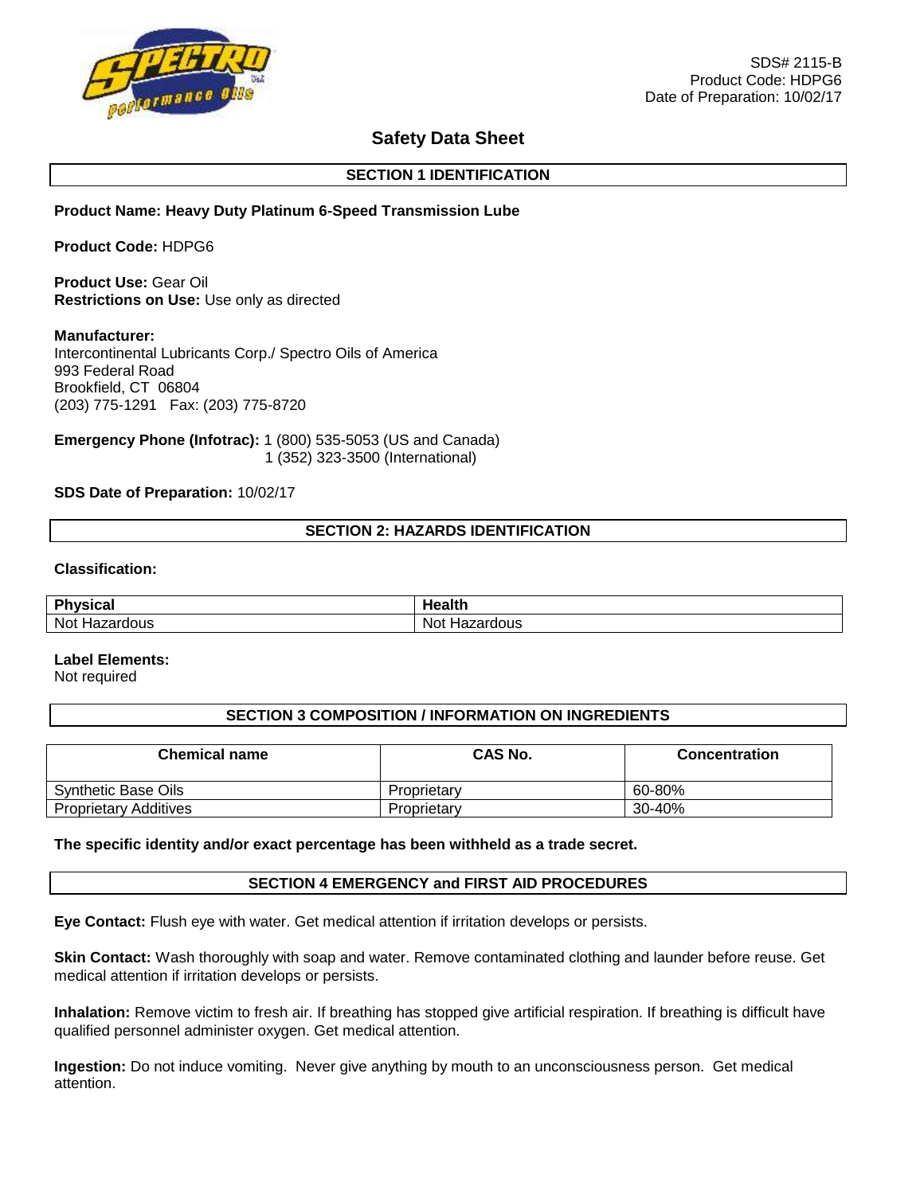SDS# 2115-B
Product Code: HDPG6
Date of Preparation: 10/02/17

# Safety Data Sheet

## SECTION 1 IDENTIFICATION

**Product Name: Heavy Duty Platinum 6-Speed Transmission Lube**

**Product Code:** HDPG6

**Product Use:** Gear Oil
**Restrictions on Use:** Use only as directed

**Manufacturer:**
Intercontinental Lubricants Corp./ Spectro Oils of America
993 Federal Road
Brookfield, CT 06804
(203) 775-1291 Fax: (203) 775-8720

**Emergency Phone (Infotrac):** 1 (800) 535-5053 (US and Canada)
1 (352) 323-3500 (International)

**SDS Date of Preparation:** 10/02/17

## SECTION 2: HAZARDS IDENTIFICATION

**Classification:**

| Physical | Health |
|---|---|
| Not Hazardous | Not Hazardous |

**Label Elements:**
Not required

## SECTION 3 COMPOSITION / INFORMATION ON INGREDIENTS

| Chemical name | CAS No. | Concentration |
|---|---|---|
| Synthetic Base Oils | Proprietary | 60-80% |
| Proprietary Additives | Proprietary | 30-40% |

**The specific identity and/or exact percentage has been withheld as a trade secret.**

## SECTION 4 EMERGENCY and FIRST AID PROCEDURES

**Eye Contact:** Flush eye with water. Get medical attention if irritation develops or persists.

**Skin Contact:** Wash thoroughly with soap and water. Remove contaminated clothing and launder before reuse. Get medical attention if irritation develops or persists.

**Inhalation:** Remove victim to fresh air. If breathing has stopped give artificial respiration. If breathing is difficult have qualified personnel administer oxygen. Get medical attention.

**Ingestion:** Do not induce vomiting. Never give anything by mouth to an unconsciousness person. Get medical attention.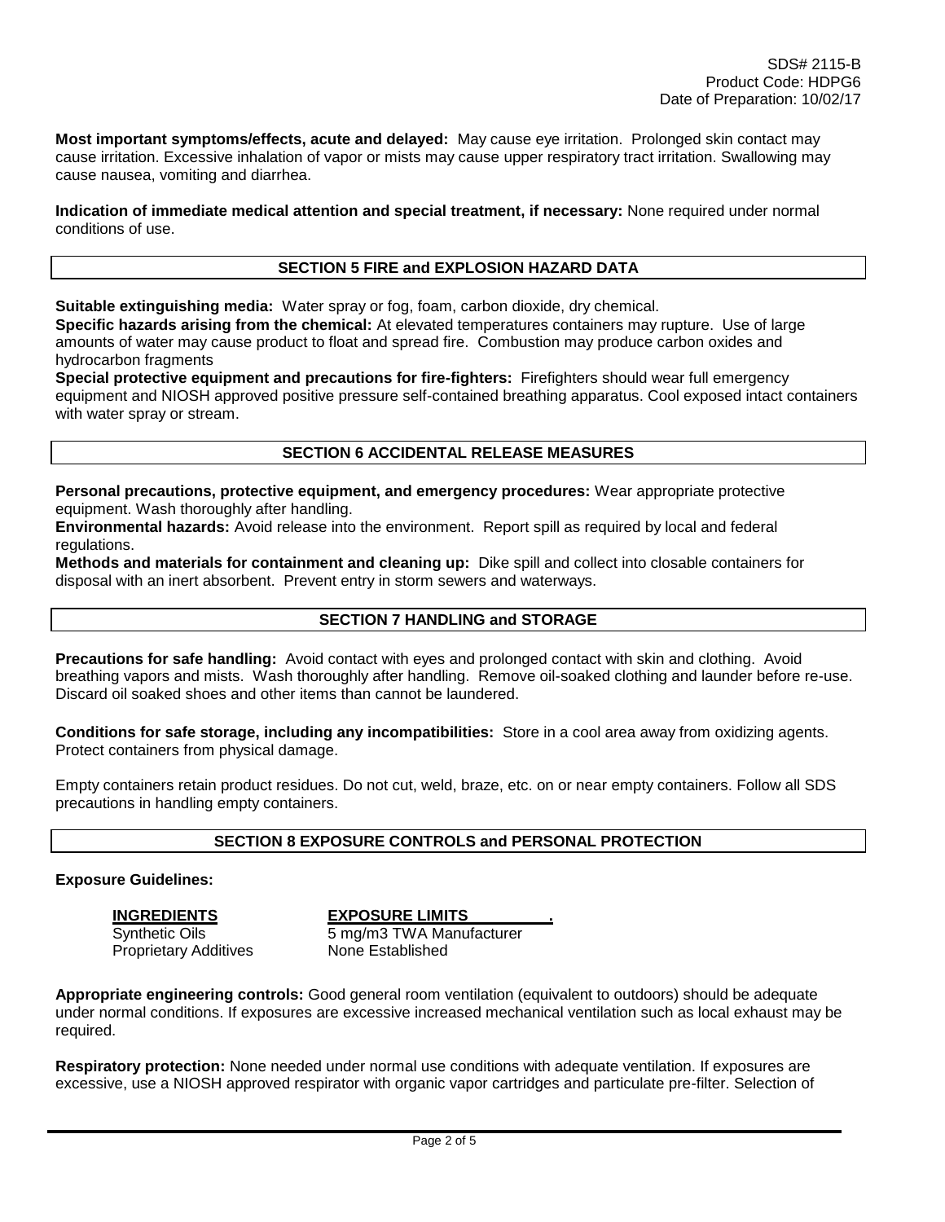**Most important symptoms/effects, acute and delayed:** May cause eye irritation. Prolonged skin contact may cause irritation. Excessive inhalation of vapor or mists may cause upper respiratory tract irritation. Swallowing may cause nausea, vomiting and diarrhea.

**Indication of immediate medical attention and special treatment, if necessary:** None required under normal conditions of use.

## SECTION 5 FIRE and EXPLOSION HAZARD DATA

**Suitable extinguishing media:** Water spray or fog, foam, carbon dioxide, dry chemical.
**Specific hazards arising from the chemical:** At elevated temperatures containers may rupture. Use of large amounts of water may cause product to float and spread fire. Combustion may produce carbon oxides and hydrocarbon fragments
**Special protective equipment and precautions for fire-fighters:** Firefighters should wear full emergency equipment and NIOSH approved positive pressure self-contained breathing apparatus. Cool exposed intact containers with water spray or stream.

## SECTION 6 ACCIDENTAL RELEASE MEASURES

**Personal precautions, protective equipment, and emergency procedures:** Wear appropriate protective equipment. Wash thoroughly after handling.
**Environmental hazards:** Avoid release into the environment. Report spill as required by local and federal regulations.
**Methods and materials for containment and cleaning up:** Dike spill and collect into closable containers for disposal with an inert absorbent. Prevent entry in storm sewers and waterways.

## SECTION 7 HANDLING and STORAGE

**Precautions for safe handling:** Avoid contact with eyes and prolonged contact with skin and clothing. Avoid breathing vapors and mists. Wash thoroughly after handling. Remove oil-soaked clothing and launder before re-use. Discard oil soaked shoes and other items than cannot be laundered.

**Conditions for safe storage, including any incompatibilities:** Store in a cool area away from oxidizing agents. Protect containers from physical damage.

Empty containers retain product residues. Do not cut, weld, braze, etc. on or near empty containers. Follow all SDS precautions in handling empty containers.

## SECTION 8 EXPOSURE CONTROLS and PERSONAL PROTECTION

**Exposure Guidelines:**

| INGREDIENTS | EXPOSURE LIMITS |
| --- | --- |
| Synthetic Oils | 5 mg/m3 TWA Manufacturer |
| Proprietary Additives | None Established |

**Appropriate engineering controls:** Good general room ventilation (equivalent to outdoors) should be adequate under normal conditions. If exposures are excessive increased mechanical ventilation such as local exhaust may be required.

**Respiratory protection:** None needed under normal use conditions with adequate ventilation. If exposures are excessive, use a NIOSH approved respirator with organic vapor cartridges and particulate pre-filter. Selection of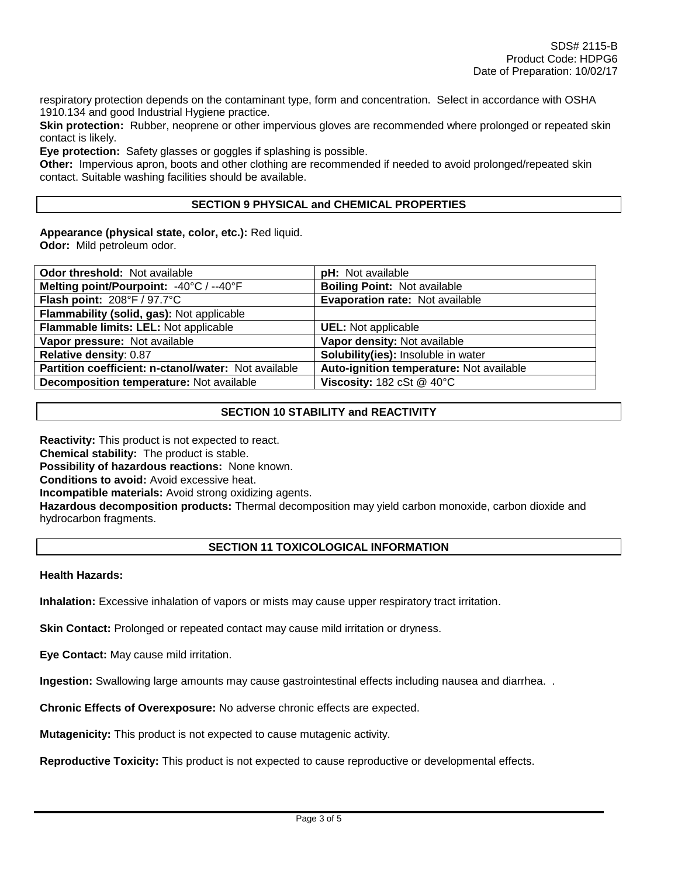respiratory protection depends on the contaminant type, form and concentration. Select in accordance with OSHA 1910.134 and good Industrial Hygiene practice.

**Skin protection:** Rubber, neoprene or other impervious gloves are recommended where prolonged or repeated skin contact is likely.

**Eye protection:** Safety glasses or goggles if splashing is possible.

**Other:** Impervious apron, boots and other clothing are recommended if needed to avoid prolonged/repeated skin contact. Suitable washing facilities should be available.

## SECTION 9 PHYSICAL and CHEMICAL PROPERTIES

**Appearance (physical state, color, etc.):** Red liquid.
**Odor:** Mild petroleum odor.

| | |
|---|---|
| **Odor threshold:** Not available | **pH:** Not available |
| **Melting point/Pourpoint:** -40°C / --40°F | **Boiling Point:** Not available |
| **Flash point:** 208°F / 97.7°C | **Evaporation rate:** Not available |
| **Flammability (solid, gas):** Not applicable | |
| **Flammable limits: LEL:** Not applicable | **UEL:** Not applicable |
| **Vapor pressure:** Not available | **Vapor density:** Not available |
| **Relative density**: 0.87 | **Solubility(ies):** Insoluble in water |
| **Partition coefficient: n-ctanol/water:** Not available | **Auto-ignition temperature:** Not available |
| **Decomposition temperature:** Not available | **Viscosity:** 182 cSt @ 40°C |

## SECTION 10 STABILITY and REACTIVITY

**Reactivity:** This product is not expected to react.
**Chemical stability:** The product is stable.
**Possibility of hazardous reactions:** None known.
**Conditions to avoid:** Avoid excessive heat.
**Incompatible materials:** Avoid strong oxidizing agents.
**Hazardous decomposition products:** Thermal decomposition may yield carbon monoxide, carbon dioxide and hydrocarbon fragments.

## SECTION 11 TOXICOLOGICAL INFORMATION

**Health Hazards:**

**Inhalation:** Excessive inhalation of vapors or mists may cause upper respiratory tract irritation.

**Skin Contact:** Prolonged or repeated contact may cause mild irritation or dryness.

**Eye Contact:** May cause mild irritation.

**Ingestion:** Swallowing large amounts may cause gastrointestinal effects including nausea and diarrhea. .

**Chronic Effects of Overexposure:** No adverse chronic effects are expected.

**Mutagenicity:** This product is not expected to cause mutagenic activity.

**Reproductive Toxicity:** This product is not expected to cause reproductive or developmental effects.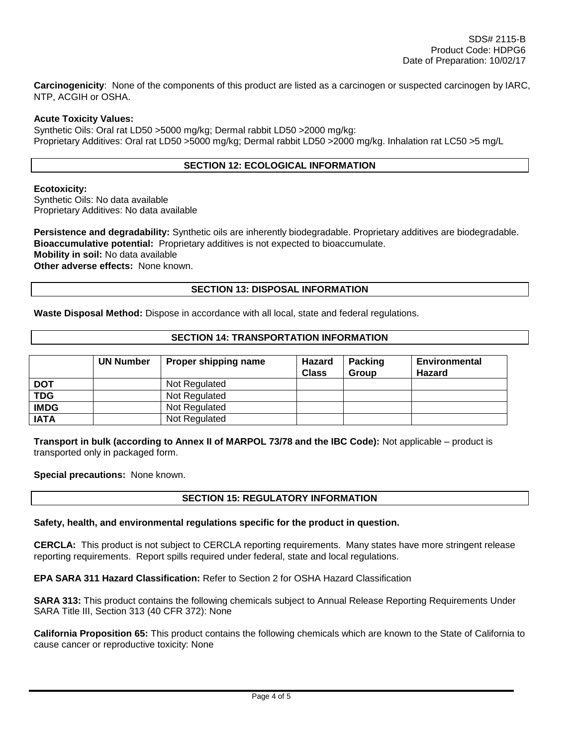SDS# 2115-B
Product Code: HDPG6
Date of Preparation: 10/02/17

**Carcinogenicity**: None of the components of this product are listed as a carcinogen or suspected carcinogen by IARC, NTP, ACGIH or OSHA.

**Acute Toxicity Values:**
Synthetic Oils: Oral rat LD50 >5000 mg/kg; Dermal rabbit LD50 >2000 mg/kg:
Proprietary Additives: Oral rat LD50 >5000 mg/kg; Dermal rabbit LD50 >2000 mg/kg. Inhalation rat LC50 >5 mg/L

## SECTION 12: ECOLOGICAL INFORMATION

**Ecotoxicity:**
Synthetic Oils: No data available
Proprietary Additives: No data available

**Persistence and degradability:** Synthetic oils are inherently biodegradable. Proprietary additives are biodegradable.
**Bioaccumulative potential:** Proprietary additives is not expected to bioaccumulate.
**Mobility in soil:** No data available
**Other adverse effects:** None known.

## SECTION 13: DISPOSAL INFORMATION

**Waste Disposal Method:** Dispose in accordance with all local, state and federal regulations.

## SECTION 14: TRANSPORTATION INFORMATION

| | UN Number | Proper shipping name | Hazard Class | Packing Group | Environmental Hazard |
|---|---|---|---|---|---|
| **DOT** | | Not Regulated | | | |
| **TDG** | | Not Regulated | | | |
| **IMDG** | | Not Regulated | | | |
| **IATA** | | Not Regulated | | | |

**Transport in bulk (according to Annex II of MARPOL 73/78 and the IBC Code):** Not applicable – product is transported only in packaged form.

**Special precautions:** None known.

## SECTION 15: REGULATORY INFORMATION

**Safety, health, and environmental regulations specific for the product in question.**

**CERCLA:** This product is not subject to CERCLA reporting requirements. Many states have more stringent release reporting requirements. Report spills required under federal, state and local regulations.

**EPA SARA 311 Hazard Classification:** Refer to Section 2 for OSHA Hazard Classification

**SARA 313:** This product contains the following chemicals subject to Annual Release Reporting Requirements Under SARA Title III, Section 313 (40 CFR 372): None

**California Proposition 65:** This product contains the following chemicals which are known to the State of California to cause cancer or reproductive toxicity: None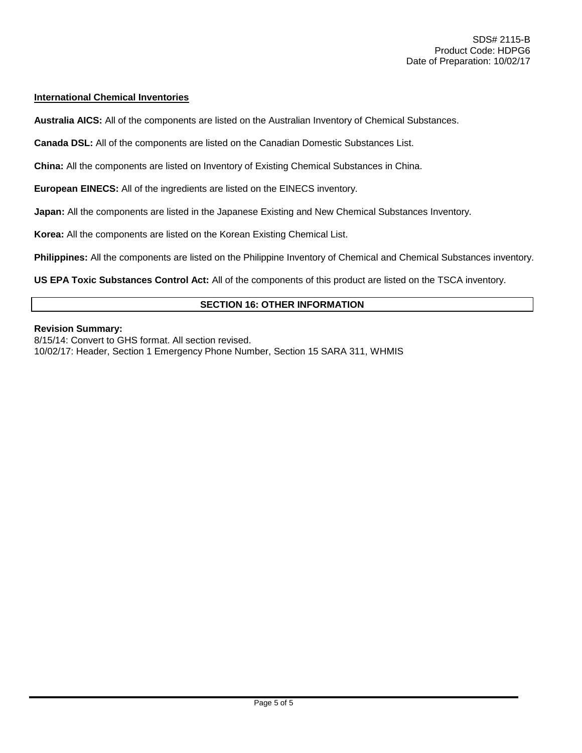## International Chemical Inventories

**Australia AICS:** All of the components are listed on the Australian Inventory of Chemical Substances.

**Canada DSL:** All of the components are listed on the Canadian Domestic Substances List.

**China:** All the components are listed on Inventory of Existing Chemical Substances in China.

**European EINECS:** All of the ingredients are listed on the EINECS inventory.

**Japan:** All the components are listed in the Japanese Existing and New Chemical Substances Inventory.

**Korea:** All the components are listed on the Korean Existing Chemical List.

**Philippines:** All the components are listed on the Philippine Inventory of Chemical and Chemical Substances inventory.

**US EPA Toxic Substances Control Act:** All of the components of this product are listed on the TSCA inventory.

## SECTION 16: OTHER INFORMATION

**Revision Summary:**
8/15/14: Convert to GHS format. All section revised.
10/02/17: Header, Section 1 Emergency Phone Number, Section 15 SARA 311, WHMIS